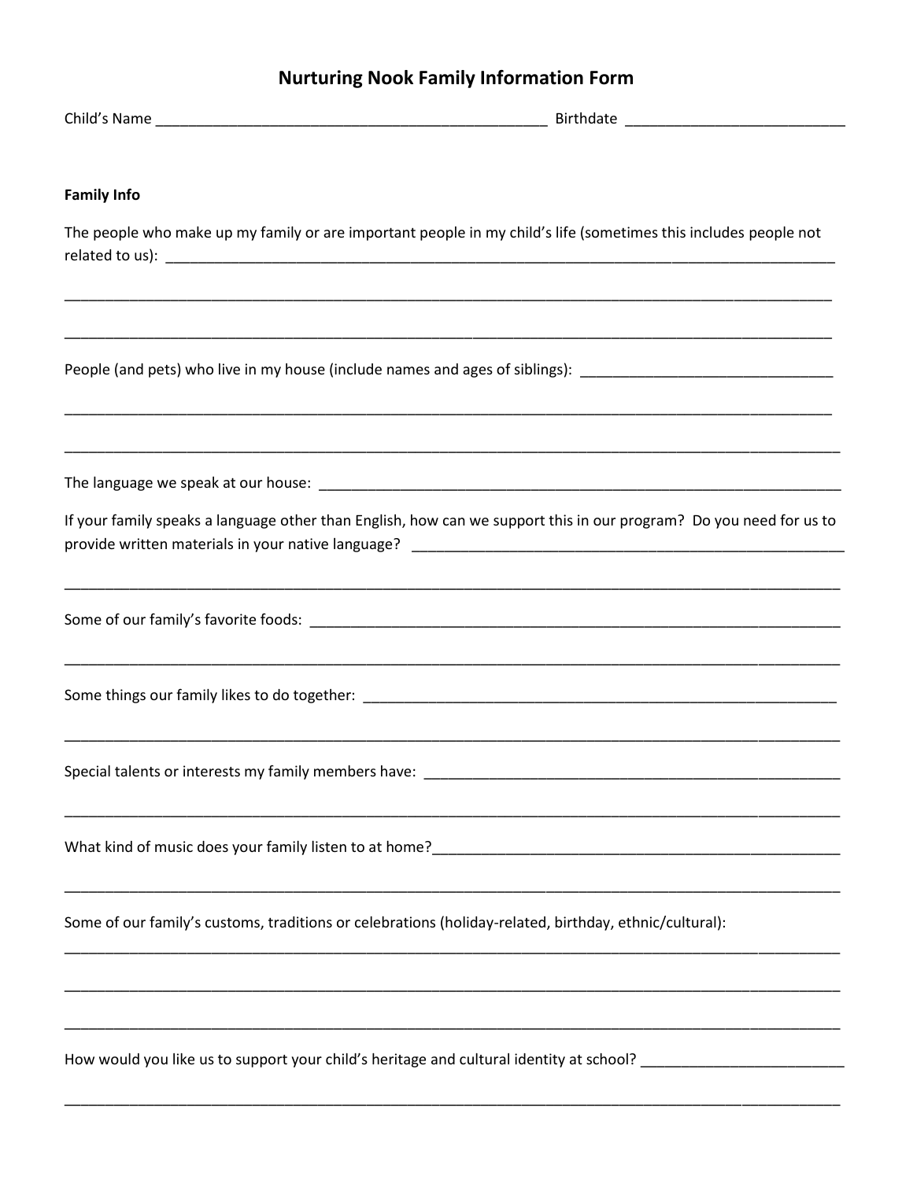# Nurturing Nook Family Information Form

Child's Name __________________________________________________ Birthdate ___________________________

**Family Info**

The people who make up my family or are important people in my child's life (sometimes this includes people not related to us): ____________________________________________________________________________________

____________________________________________________________________________________________________

____________________________________________________________________________________________________

People (and pets) who live in my house (include names and ages of siblings): _______________________________

____________________________________________________________________________________________________

____________________________________________________________________________________________________

The language we speak at our house: __________________________________________________________________

If your family speaks a language other than English, how can we support this in our program? Do you need for us to provide written materials in your native language? ______________________________________________________

____________________________________________________________________________________________________

Some of our family's favorite foods: ___________________________________________________________________

____________________________________________________________________________________________________

Some things our family likes to do together: ______________________________________________________________

____________________________________________________________________________________________________

Special talents or interests my family members have: _____________________________________________________

____________________________________________________________________________________________________

What kind of music does your family listen to at home?____________________________________________________

____________________________________________________________________________________________________

Some of our family's customs, traditions or celebrations (holiday-related, birthday, ethnic/cultural):

____________________________________________________________________________________________________

____________________________________________________________________________________________________

____________________________________________________________________________________________________

How would you like us to support your child's heritage and cultural identity at school? ________________________

____________________________________________________________________________________________________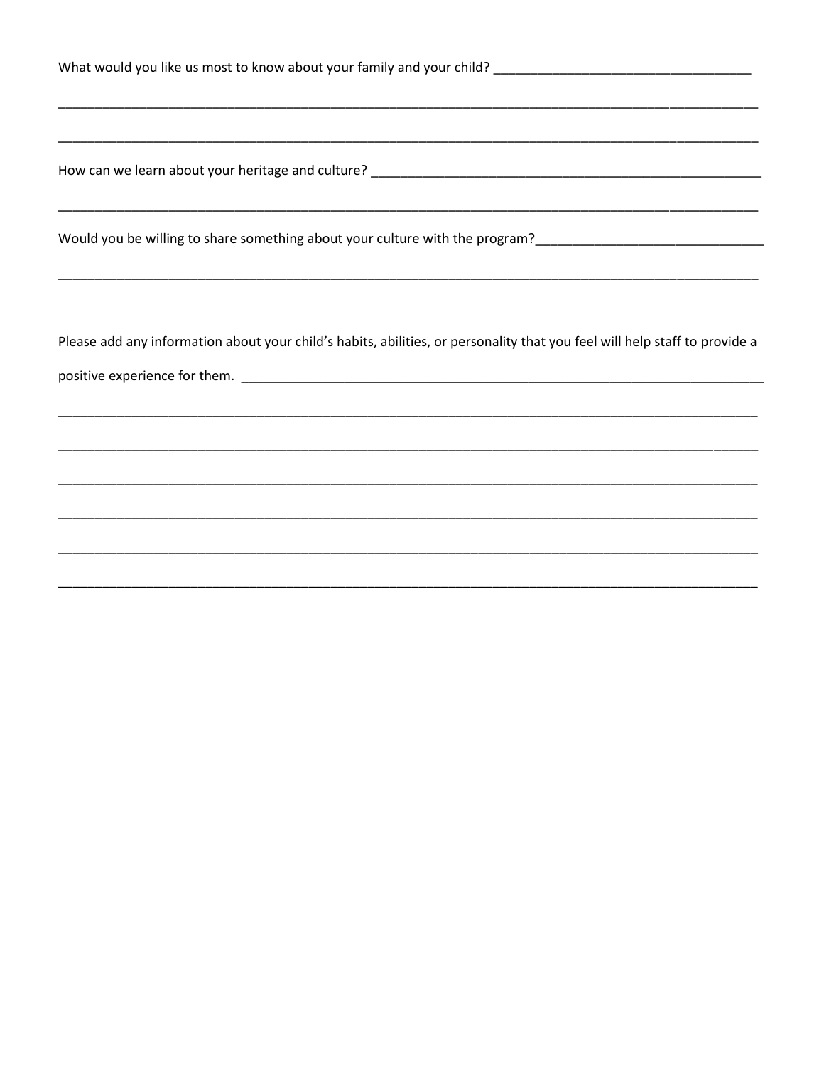What would you like us most to know about your family and your child? ___________________________________

____________________________________________________________________________________________________

____________________________________________________________________________________________________

How can we learn about your heritage and culture? _______________________________________________________

____________________________________________________________________________________________________

Would you be willing to share something about your culture with the program?______________________________

____________________________________________________________________________________________________

Please add any information about your child's habits, abilities, or personality that you feel will help staff to provide a positive experience for them. _________________________________________________________________________

____________________________________________________________________________________________________

____________________________________________________________________________________________________

____________________________________________________________________________________________________

____________________________________________________________________________________________________

____________________________________________________________________________________________________

____________________________________________________________________________________________________